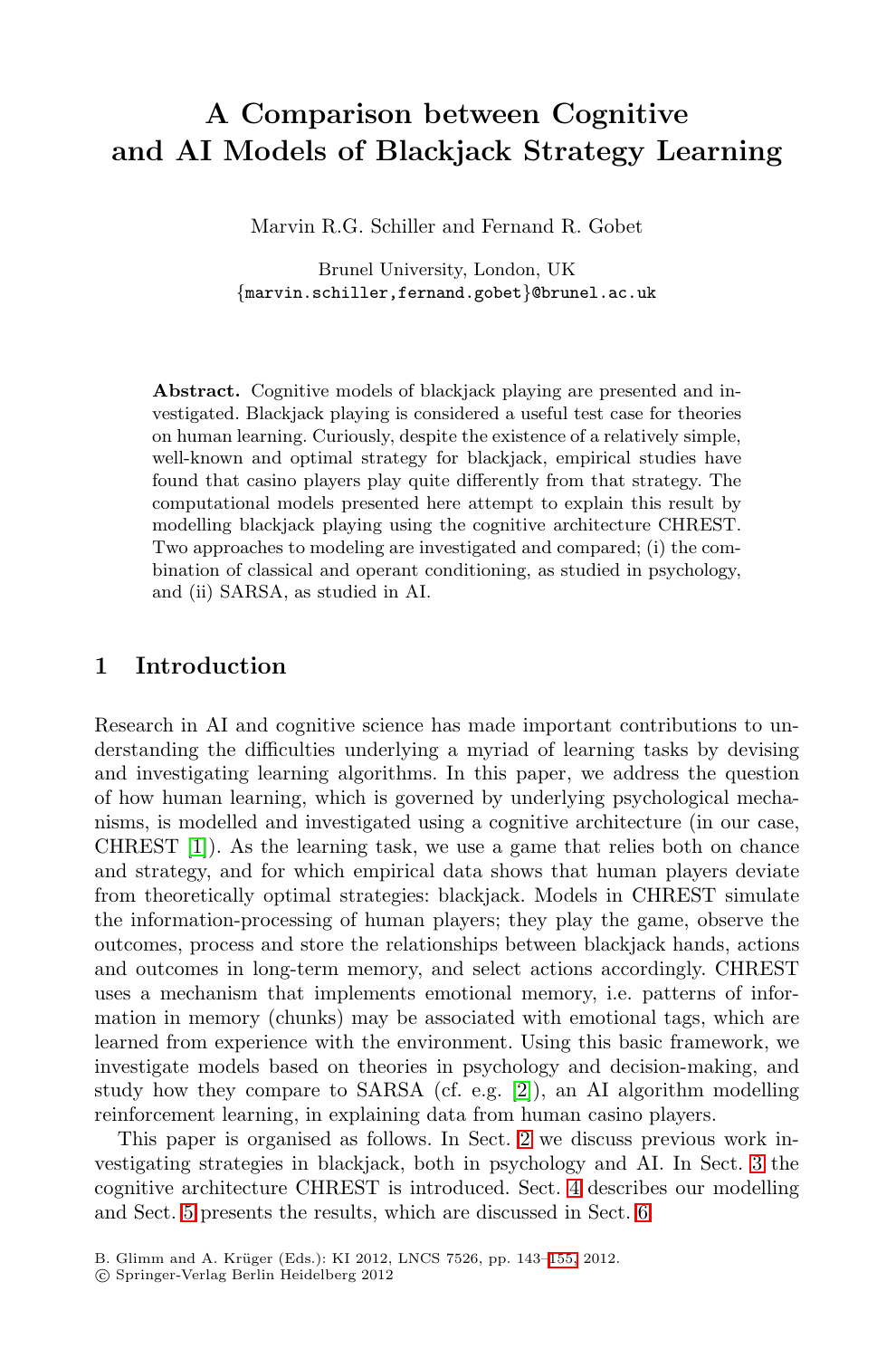# A Comparison between Cognitive and AI Models of Blackjack Strategy Learning

Marvin R.G. Schiller and Fernand R. Gobet

Brunel University, London, UK
{marvin.schiller,fernand.gobet}@brunel.ac.uk

**Abstract.** Cognitive models of blackjack playing are presented and investigated. Blackjack playing is considered a useful test case for theories on human learning. Curiously, despite the existence of a relatively simple, well-known and optimal strategy for blackjack, empirical studies have found that casino players play quite differently from that strategy. The computational models presented here attempt to explain this result by modelling blackjack playing using the cognitive architecture CHREST. Two approaches to modeling are investigated and compared; (i) the combination of classical and operant conditioning, as studied in psychology, and (ii) SARSA, as studied in AI.

## 1 Introduction

Research in AI and cognitive science has made important contributions to understanding the difficulties underlying a myriad of learning tasks by devising and investigating learning algorithms. In this paper, we address the question of how human learning, which is governed by underlying psychological mechanisms, is modelled and investigated using a cognitive architecture (in our case, CHREST [1]). As the learning task, we use a game that relies both on chance and strategy, and for which empirical data shows that human players deviate from theoretically optimal strategies: blackjack. Models in CHREST simulate the information-processing of human players; they play the game, observe the outcomes, process and store the relationships between blackjack hands, actions and outcomes in long-term memory, and select actions accordingly. CHREST uses a mechanism that implements emotional memory, i.e. patterns of information in memory (chunks) may be associated with emotional tags, which are learned from experience with the environment. Using this basic framework, we investigate models based on theories in psychology and decision-making, and study how they compare to SARSA (cf. e.g. [2]), an AI algorithm modelling reinforcement learning, in explaining data from human casino players.

This paper is organised as follows. In Sect. 2 we discuss previous work investigating strategies in blackjack, both in psychology and AI. In Sect. 3 the cognitive architecture CHREST is introduced. Sect. 4 describes our modelling and Sect. 5 presents the results, which are discussed in Sect. 6.

B. Glimm and A. Krüger (Eds.): KI 2012, LNCS 7526, pp. 143–155, 2012.
© Springer-Verlag Berlin Heidelberg 2012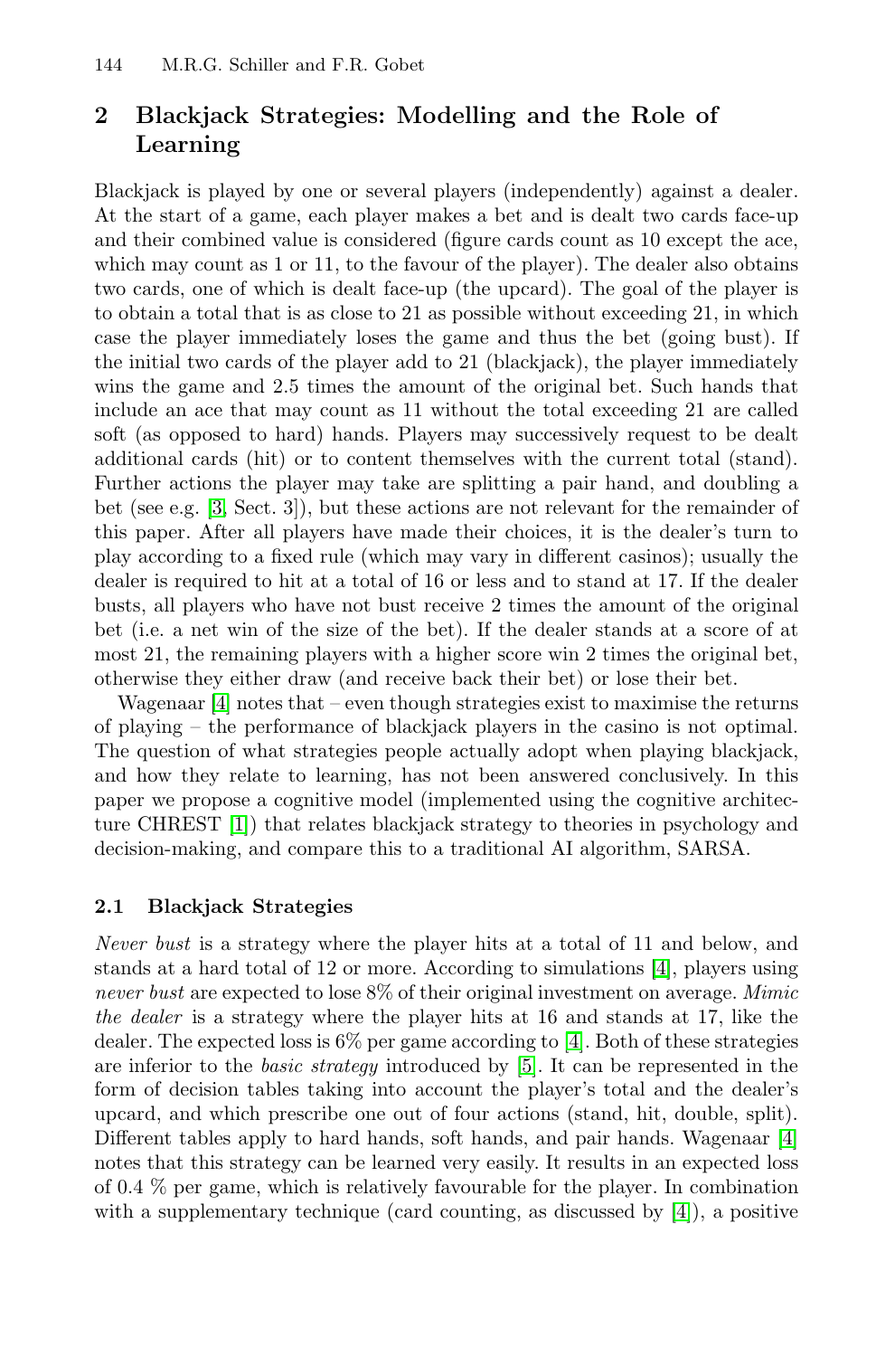## 2 Blackjack Strategies: Modelling and the Role of Learning

Blackjack is played by one or several players (independently) against a dealer. At the start of a game, each player makes a bet and is dealt two cards face-up and their combined value is considered (figure cards count as 10 except the ace, which may count as 1 or 11, to the favour of the player). The dealer also obtains two cards, one of which is dealt face-up (the upcard). The goal of the player is to obtain a total that is as close to 21 as possible without exceeding 21, in which case the player immediately loses the game and thus the bet (going bust). If the initial two cards of the player add to 21 (blackjack), the player immediately wins the game and 2.5 times the amount of the original bet. Such hands that include an ace that may count as 11 without the total exceeding 21 are called soft (as opposed to hard) hands. Players may successively request to be dealt additional cards (hit) or to content themselves with the current total (stand). Further actions the player may take are splitting a pair hand, and doubling a bet (see e.g. [3, Sect. 3]), but these actions are not relevant for the remainder of this paper. After all players have made their choices, it is the dealer's turn to play according to a fixed rule (which may vary in different casinos); usually the dealer is required to hit at a total of 16 or less and to stand at 17. If the dealer busts, all players who have not bust receive 2 times the amount of the original bet (i.e. a net win of the size of the bet). If the dealer stands at a score of at most 21, the remaining players with a higher score win 2 times the original bet, otherwise they either draw (and receive back their bet) or lose their bet.

Wagenaar [4] notes that – even though strategies exist to maximise the returns of playing – the performance of blackjack players in the casino is not optimal. The question of what strategies people actually adopt when playing blackjack, and how they relate to learning, has not been answered conclusively. In this paper we propose a cognitive model (implemented using the cognitive architecture CHREST [1]) that relates blackjack strategy to theories in psychology and decision-making, and compare this to a traditional AI algorithm, SARSA.

### 2.1 Blackjack Strategies

*Never bust* is a strategy where the player hits at a total of 11 and below, and stands at a hard total of 12 or more. According to simulations [4], players using *never bust* are expected to lose 8% of their original investment on average. *Mimic the dealer* is a strategy where the player hits at 16 and stands at 17, like the dealer. The expected loss is 6% per game according to [4]. Both of these strategies are inferior to the *basic strategy* introduced by [5]. It can be represented in the form of decision tables taking into account the player's total and the dealer's upcard, and which prescribe one out of four actions (stand, hit, double, split). Different tables apply to hard hands, soft hands, and pair hands. Wagenaar [4] notes that this strategy can be learned very easily. It results in an expected loss of 0.4 % per game, which is relatively favourable for the player. In combination with a supplementary technique (card counting, as discussed by [4]), a positive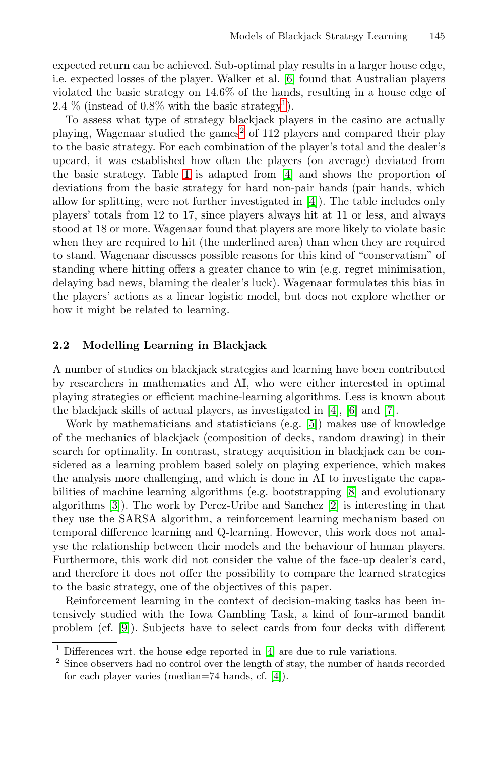expected return can be achieved. Sub-optimal play results in a larger house edge, i.e. expected losses of the player. Walker et al. [6] found that Australian players violated the basic strategy on 14.6% of the hands, resulting in a house edge of 2.4 % (instead of 0.8% with the basic strategy[1]).

To assess what type of strategy blackjack players in the casino are actually playing, Wagenaar studied the games[2] of 112 players and compared their play to the basic strategy. For each combination of the player's total and the dealer's upcard, it was established how often the players (on average) deviated from the basic strategy. Table 1 is adapted from [4] and shows the proportion of deviations from the basic strategy for hard non-pair hands (pair hands, which allow for splitting, were not further investigated in [4]). The table includes only players' totals from 12 to 17, since players always hit at 11 or less, and always stood at 18 or more. Wagenaar found that players are more likely to violate basic when they are required to hit (the underlined area) than when they are required to stand. Wagenaar discusses possible reasons for this kind of "conservatism" of standing where hitting offers a greater chance to win (e.g. regret minimisation, delaying bad news, blaming the dealer's luck). Wagenaar formulates this bias in the players' actions as a linear logistic model, but does not explore whether or how it might be related to learning.

### 2.2 Modelling Learning in Blackjack

A number of studies on blackjack strategies and learning have been contributed by researchers in mathematics and AI, who were either interested in optimal playing strategies or efficient machine-learning algorithms. Less is known about the blackjack skills of actual players, as investigated in [4], [6] and [7].

Work by mathematicians and statisticians (e.g. [5]) makes use of knowledge of the mechanics of blackjack (composition of decks, random drawing) in their search for optimality. In contrast, strategy acquisition in blackjack can be considered as a learning problem based solely on playing experience, which makes the analysis more challenging, and which is done in AI to investigate the capabilities of machine learning algorithms (e.g. bootstrapping [8] and evolutionary algorithms [3]). The work by Perez-Uribe and Sanchez [2] is interesting in that they use the SARSA algorithm, a reinforcement learning mechanism based on temporal difference learning and Q-learning. However, this work does not analyse the relationship between their models and the behaviour of human players. Furthermore, this work did not consider the value of the face-up dealer's card, and therefore it does not offer the possibility to compare the learned strategies to the basic strategy, one of the objectives of this paper.

Reinforcement learning in the context of decision-making tasks has been intensively studied with the Iowa Gambling Task, a kind of four-armed bandit problem (cf. [9]). Subjects have to select cards from four decks with different

[1] Differences wrt. the house edge reported in [4] are due to rule variations.

[2] Since observers had no control over the length of stay, the number of hands recorded for each player varies (median=74 hands, cf. [4]).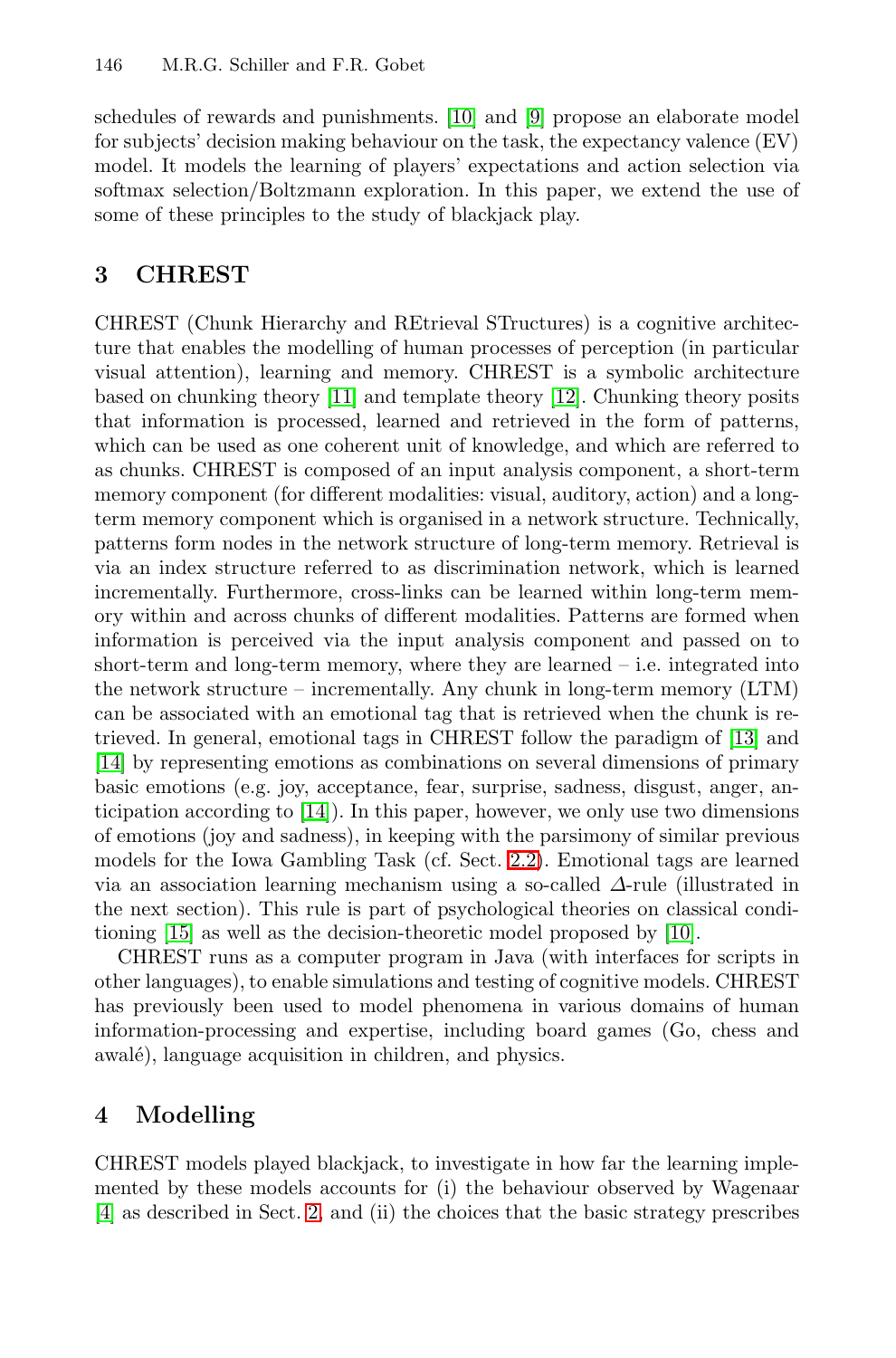schedules of rewards and punishments. [10] and [9] propose an elaborate model for subjects' decision making behaviour on the task, the expectancy valence (EV) model. It models the learning of players' expectations and action selection via softmax selection/Boltzmann exploration. In this paper, we extend the use of some of these principles to the study of blackjack play.

## 3 CHREST

CHREST (Chunk Hierarchy and REtrieval STructures) is a cognitive architecture that enables the modelling of human processes of perception (in particular visual attention), learning and memory. CHREST is a symbolic architecture based on chunking theory [11] and template theory [12]. Chunking theory posits that information is processed, learned and retrieved in the form of patterns, which can be used as one coherent unit of knowledge, and which are referred to as chunks. CHREST is composed of an input analysis component, a short-term memory component (for different modalities: visual, auditory, action) and a long-term memory component which is organised in a network structure. Technically, patterns form nodes in the network structure of long-term memory. Retrieval is via an index structure referred to as discrimination network, which is learned incrementally. Furthermore, cross-links can be learned within long-term memory within and across chunks of different modalities. Patterns are formed when information is perceived via the input analysis component and passed on to short-term and long-term memory, where they are learned – i.e. integrated into the network structure – incrementally. Any chunk in long-term memory (LTM) can be associated with an emotional tag that is retrieved when the chunk is retrieved. In general, emotional tags in CHREST follow the paradigm of [13] and [14] by representing emotions as combinations on several dimensions of primary basic emotions (e.g. joy, acceptance, fear, surprise, sadness, disgust, anger, anticipation according to [14]). In this paper, however, we only use two dimensions of emotions (joy and sadness), in keeping with the parsimony of similar previous models for the Iowa Gambling Task (cf. Sect. 2.2). Emotional tags are learned via an association learning mechanism using a so-called $\Delta$-rule (illustrated in the next section). This rule is part of psychological theories on classical conditioning [15] as well as the decision-theoretic model proposed by [10].

CHREST runs as a computer program in Java (with interfaces for scripts in other languages), to enable simulations and testing of cognitive models. CHREST has previously been used to model phenomena in various domains of human information-processing and expertise, including board games (Go, chess and awalé), language acquisition in children, and physics.

## 4 Modelling

CHREST models played blackjack, to investigate in how far the learning implemented by these models accounts for (i) the behaviour observed by Wagenaar [4] as described in Sect. 2, and (ii) the choices that the basic strategy prescribes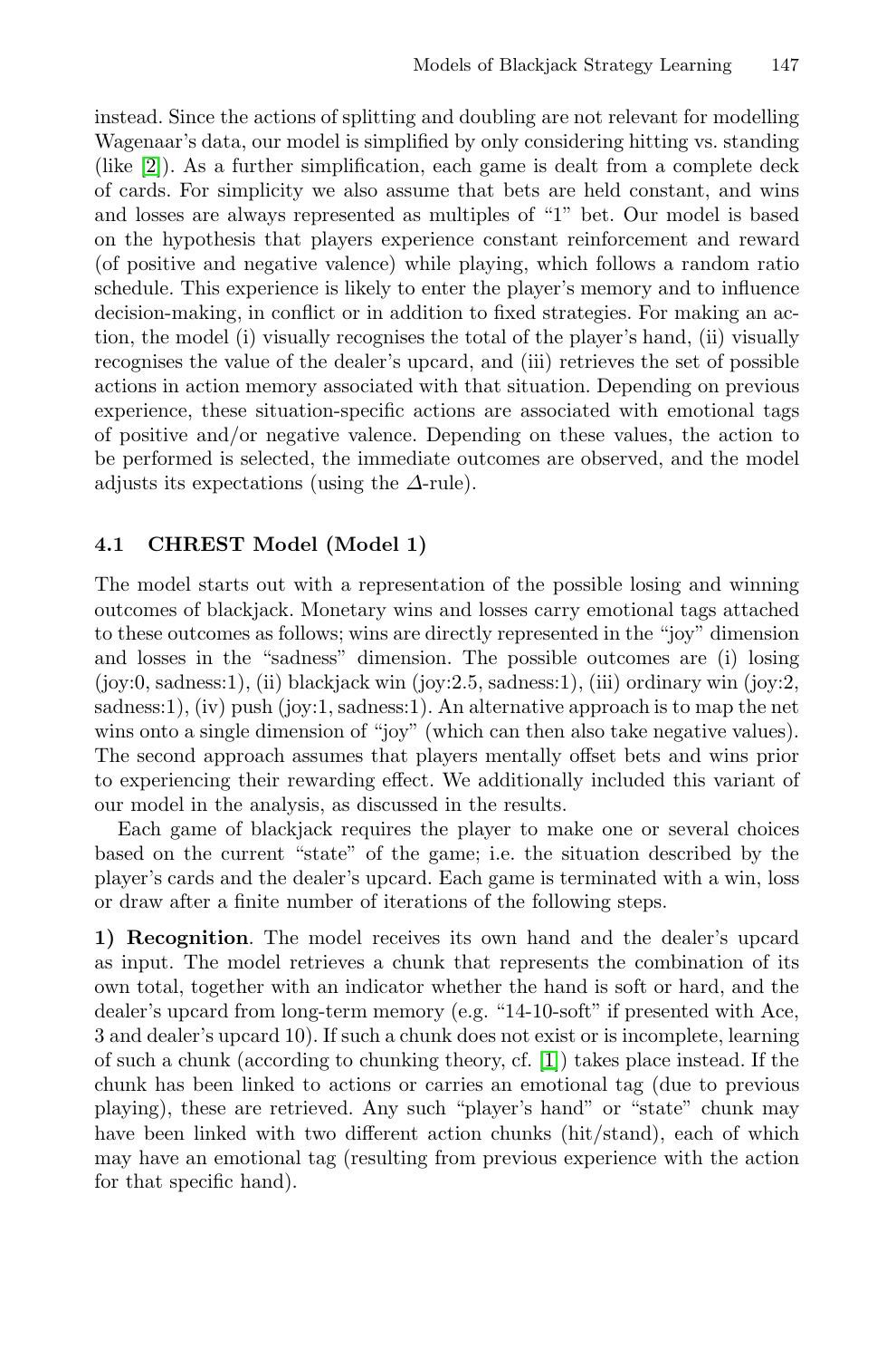instead. Since the actions of splitting and doubling are not relevant for modelling Wagenaar's data, our model is simplified by only considering hitting vs. standing (like [2]). As a further simplification, each game is dealt from a complete deck of cards. For simplicity we also assume that bets are held constant, and wins and losses are always represented as multiples of "1" bet. Our model is based on the hypothesis that players experience constant reinforcement and reward (of positive and negative valence) while playing, which follows a random ratio schedule. This experience is likely to enter the player's memory and to influence decision-making, in conflict or in addition to fixed strategies. For making an action, the model (i) visually recognises the total of the player's hand, (ii) visually recognises the value of the dealer's upcard, and (iii) retrieves the set of possible actions in action memory associated with that situation. Depending on previous experience, these situation-specific actions are associated with emotional tags of positive and/or negative valence. Depending on these values, the action to be performed is selected, the immediate outcomes are observed, and the model adjusts its expectations (using the $\Delta$-rule).

### 4.1 CHREST Model (Model 1)

The model starts out with a representation of the possible losing and winning outcomes of blackjack. Monetary wins and losses carry emotional tags attached to these outcomes as follows; wins are directly represented in the "joy" dimension and losses in the "sadness" dimension. The possible outcomes are (i) losing (joy:0, sadness:1), (ii) blackjack win (joy:2.5, sadness:1), (iii) ordinary win (joy:2, sadness:1), (iv) push (joy:1, sadness:1). An alternative approach is to map the net wins onto a single dimension of "joy" (which can then also take negative values). The second approach assumes that players mentally offset bets and wins prior to experiencing their rewarding effect. We additionally included this variant of our model in the analysis, as discussed in the results.

Each game of blackjack requires the player to make one or several choices based on the current "state" of the game; i.e. the situation described by the player's cards and the dealer's upcard. Each game is terminated with a win, loss or draw after a finite number of iterations of the following steps.

**1) Recognition**. The model receives its own hand and the dealer's upcard as input. The model retrieves a chunk that represents the combination of its own total, together with an indicator whether the hand is soft or hard, and the dealer's upcard from long-term memory (e.g. "14-10-soft" if presented with Ace, 3 and dealer's upcard 10). If such a chunk does not exist or is incomplete, learning of such a chunk (according to chunking theory, cf. [1]) takes place instead. If the chunk has been linked to actions or carries an emotional tag (due to previous playing), these are retrieved. Any such "player's hand" or "state" chunk may have been linked with two different action chunks (hit/stand), each of which may have an emotional tag (resulting from previous experience with the action for that specific hand).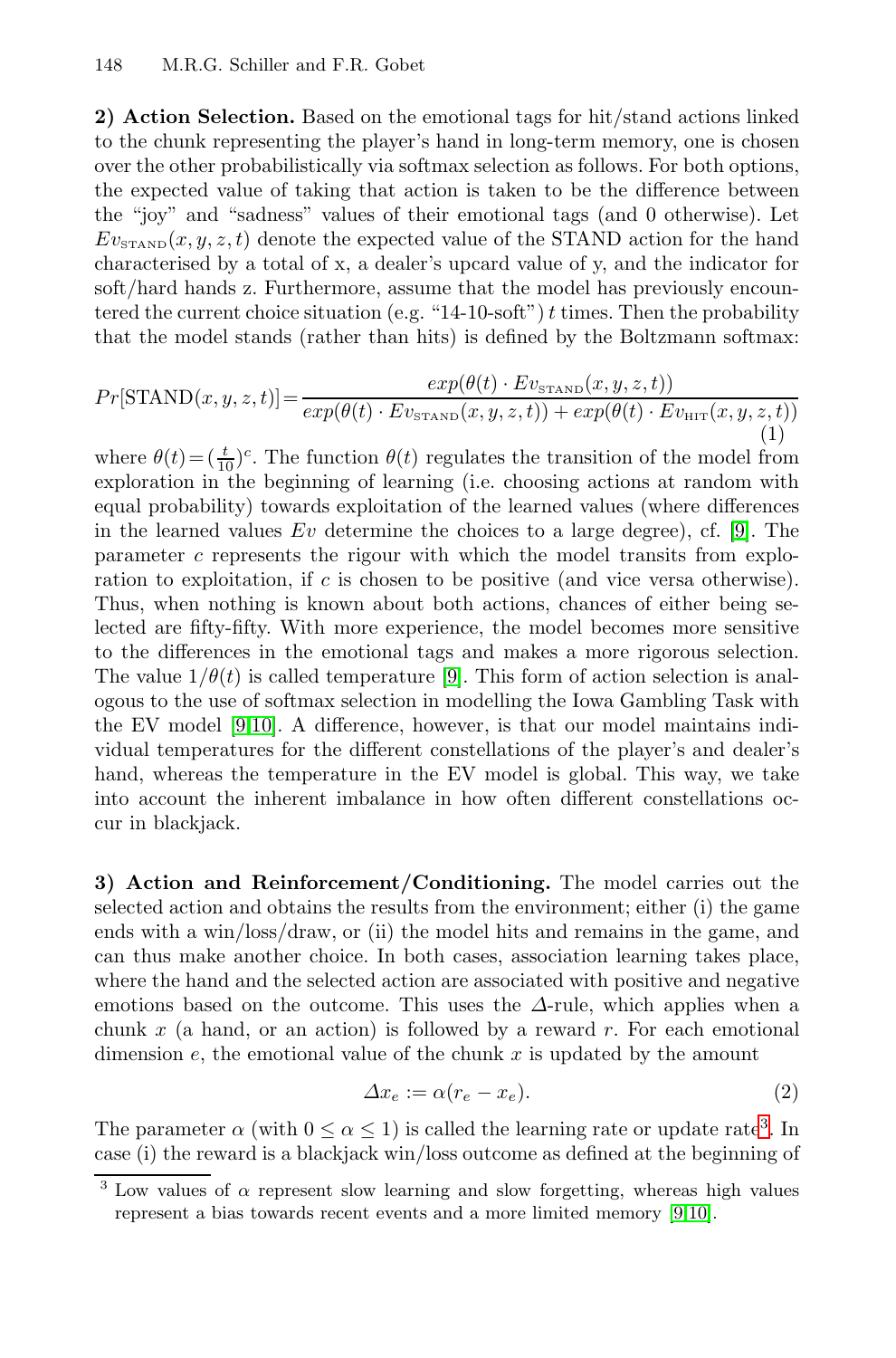**2) Action Selection.** Based on the emotional tags for hit/stand actions linked to the chunk representing the player's hand in long-term memory, one is chosen over the other probabilistically via softmax selection as follows. For both options, the expected value of taking that action is taken to be the difference between the "joy" and "sadness" values of their emotional tags (and 0 otherwise). Let $Ev_{\text{STAND}}(x, y, z, t)$ denote the expected value of the STAND action for the hand characterised by a total of x, a dealer's upcard value of y, and the indicator for soft/hard hands z. Furthermore, assume that the model has previously encountered the current choice situation (e.g. "14-10-soft") $t$ times. Then the probability that the model stands (rather than hits) is defined by the Boltzmann softmax:

$$Pr[\text{STAND}(x, y, z, t)] = \frac{exp(\theta(t) \cdot Ev_{\text{STAND}}(x, y, z, t))}{exp(\theta(t) \cdot Ev_{\text{STAND}}(x, y, z, t)) + exp(\theta(t) \cdot Ev_{\text{HIT}}(x, y, z, t))} \tag{1}$$

where $\theta(t) = (\frac{t}{10})^c$. The function $\theta(t)$ regulates the transition of the model from exploration in the beginning of learning (i.e. choosing actions at random with equal probability) towards exploitation of the learned values (where differences in the learned values $Ev$ determine the choices to a large degree), cf. [9]. The parameter $c$ represents the rigour with which the model transits from exploration to exploitation, if $c$ is chosen to be positive (and vice versa otherwise). Thus, when nothing is known about both actions, chances of either being selected are fifty-fifty. With more experience, the model becomes more sensitive to the differences in the emotional tags and makes a more rigorous selection. The value $1/\theta(t)$ is called temperature [9]. This form of action selection is analogous to the use of softmax selection in modelling the Iowa Gambling Task with the EV model [9,10]. A difference, however, is that our model maintains individual temperatures for the different constellations of the player's and dealer's hand, whereas the temperature in the EV model is global. This way, we take into account the inherent imbalance in how often different constellations occur in blackjack.

**3) Action and Reinforcement/Conditioning.** The model carries out the selected action and obtains the results from the environment; either (i) the game ends with a win/loss/draw, or (ii) the model hits and remains in the game, and can thus make another choice. In both cases, association learning takes place, where the hand and the selected action are associated with positive and negative emotions based on the outcome. This uses the $\Delta$-rule, which applies when a chunk $x$ (a hand, or an action) is followed by a reward $r$. For each emotional dimension $e$, the emotional value of the chunk $x$ is updated by the amount

$$\Delta x_e := \alpha(r_e - x_e). \tag{2}$$

The parameter $\alpha$ (with $0 \leq \alpha \leq 1$) is called the learning rate or update rate[3]. In case (i) the reward is a blackjack win/loss outcome as defined at the beginning of

[3] Low values of $\alpha$ represent slow learning and slow forgetting, whereas high values represent a bias towards recent events and a more limited memory [9,10].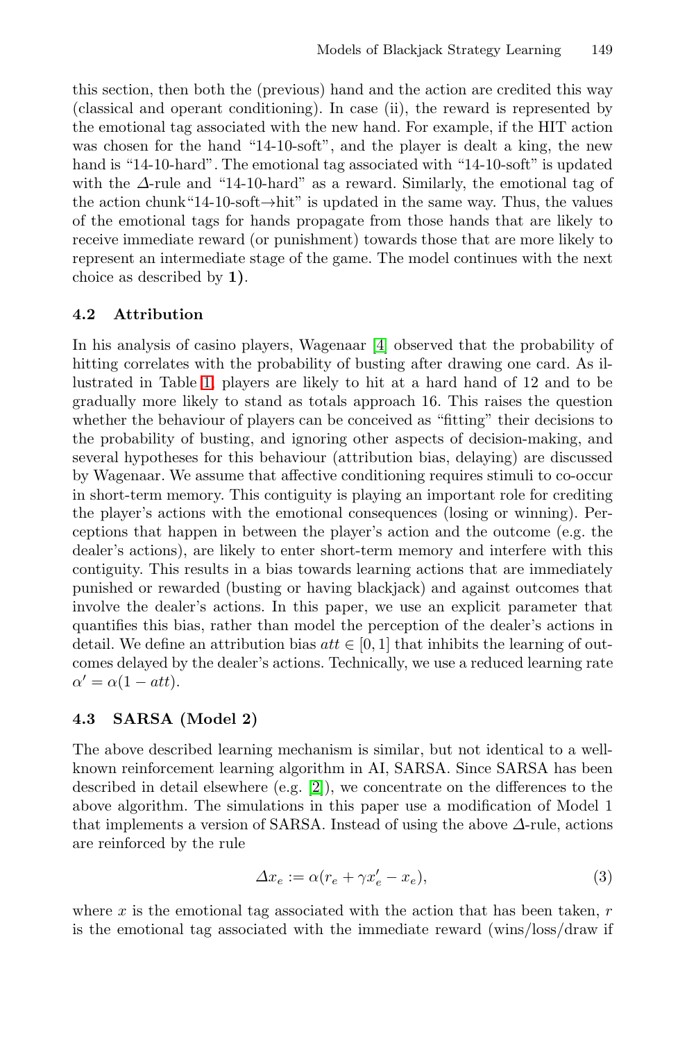this section, then both the (previous) hand and the action are credited this way (classical and operant conditioning). In case (ii), the reward is represented by the emotional tag associated with the new hand. For example, if the HIT action was chosen for the hand "14-10-soft", and the player is dealt a king, the new hand is "14-10-hard". The emotional tag associated with "14-10-soft" is updated with the $\Delta$-rule and "14-10-hard" as a reward. Similarly, the emotional tag of the action chunk"14-10-soft→hit" is updated in the same way. Thus, the values of the emotional tags for hands propagate from those hands that are likely to receive immediate reward (or punishment) towards those that are more likely to represent an intermediate stage of the game. The model continues with the next choice as described by **1)**.

### 4.2 Attribution

In his analysis of casino players, Wagenaar [4] observed that the probability of hitting correlates with the probability of busting after drawing one card. As illustrated in Table 1, players are likely to hit at a hard hand of 12 and to be gradually more likely to stand as totals approach 16. This raises the question whether the behaviour of players can be conceived as "fitting" their decisions to the probability of busting, and ignoring other aspects of decision-making, and several hypotheses for this behaviour (attribution bias, delaying) are discussed by Wagenaar. We assume that affective conditioning requires stimuli to co-occur in short-term memory. This contiguity is playing an important role for crediting the player's actions with the emotional consequences (losing or winning). Perceptions that happen in between the player's action and the outcome (e.g. the dealer's actions), are likely to enter short-term memory and interfere with this contiguity. This results in a bias towards learning actions that are immediately punished or rewarded (busting or having blackjack) and against outcomes that involve the dealer's actions. In this paper, we use an explicit parameter that quantifies this bias, rather than model the perception of the dealer's actions in detail. We define an attribution bias $att \in [0, 1]$ that inhibits the learning of outcomes delayed by the dealer's actions. Technically, we use a reduced learning rate $\alpha' = \alpha(1 - att)$.

### 4.3 SARSA (Model 2)

The above described learning mechanism is similar, but not identical to a well-known reinforcement learning algorithm in AI, SARSA. Since SARSA has been described in detail elsewhere (e.g. [2]), we concentrate on the differences to the above algorithm. The simulations in this paper use a modification of Model 1 that implements a version of SARSA. Instead of using the above $\Delta$-rule, actions are reinforced by the rule

$$\Delta x_e := \alpha(r_e + \gamma x'_e - x_e), \tag{3}$$

where $x$ is the emotional tag associated with the action that has been taken, $r$ is the emotional tag associated with the immediate reward (wins/loss/draw if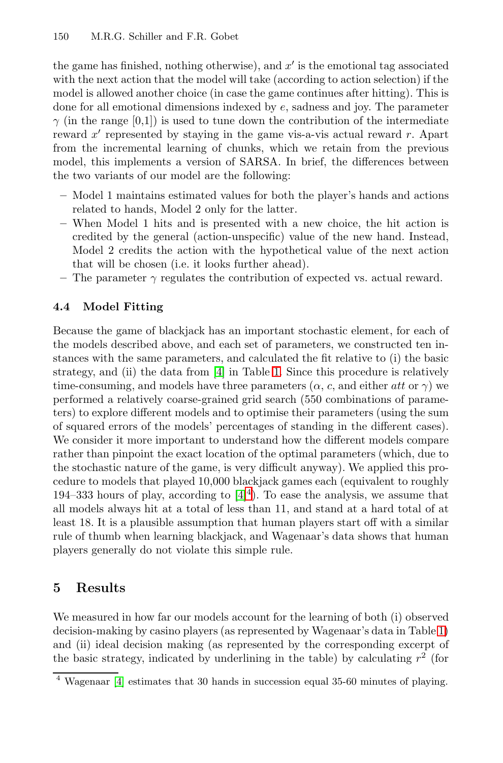the game has finished, nothing otherwise), and $x'$ is the emotional tag associated with the next action that the model will take (according to action selection) if the model is allowed another choice (in case the game continues after hitting). This is done for all emotional dimensions indexed by $e$, sadness and joy. The parameter $\gamma$ (in the range [0,1]) is used to tune down the contribution of the intermediate reward $x'$ represented by staying in the game vis-a-vis actual reward $r$. Apart from the incremental learning of chunks, which we retain from the previous model, this implements a version of SARSA. In brief, the differences between the two variants of our model are the following:

- Model 1 maintains estimated values for both the player's hands and actions related to hands, Model 2 only for the latter.
- When Model 1 hits and is presented with a new choice, the hit action is credited by the general (action-unspecific) value of the new hand. Instead, Model 2 credits the action with the hypothetical value of the next action that will be chosen (i.e. it looks further ahead).
- The parameter $\gamma$ regulates the contribution of expected vs. actual reward.

### 4.4 Model Fitting

Because the game of blackjack has an important stochastic element, for each of the models described above, and each set of parameters, we constructed ten instances with the same parameters, and calculated the fit relative to (i) the basic strategy, and (ii) the data from [4] in Table 1. Since this procedure is relatively time-consuming, and models have three parameters ($\alpha$, $c$, and either *att* or $\gamma$) we performed a relatively coarse-grained grid search (550 combinations of parameters) to explore different models and to optimise their parameters (using the sum of squared errors of the models' percentages of standing in the different cases). We consider it more important to understand how the different models compare rather than pinpoint the exact location of the optimal parameters (which, due to the stochastic nature of the game, is very difficult anyway). We applied this procedure to models that played 10,000 blackjack games each (equivalent to roughly 194–333 hours of play, according to [4][4]). To ease the analysis, we assume that all models always hit at a total of less than 11, and stand at a hard total of at least 18. It is a plausible assumption that human players start off with a similar rule of thumb when learning blackjack, and Wagenaar's data shows that human players generally do not violate this simple rule.

## 5 Results

We measured in how far our models account for the learning of both (i) observed decision-making by casino players (as represented by Wagenaar's data in Table 1) and (ii) ideal decision making (as represented by the corresponding excerpt of the basic strategy, indicated by underlining in the table) by calculating $r^2$ (for

[4] Wagenaar [4] estimates that 30 hands in succession equal 35-60 minutes of playing.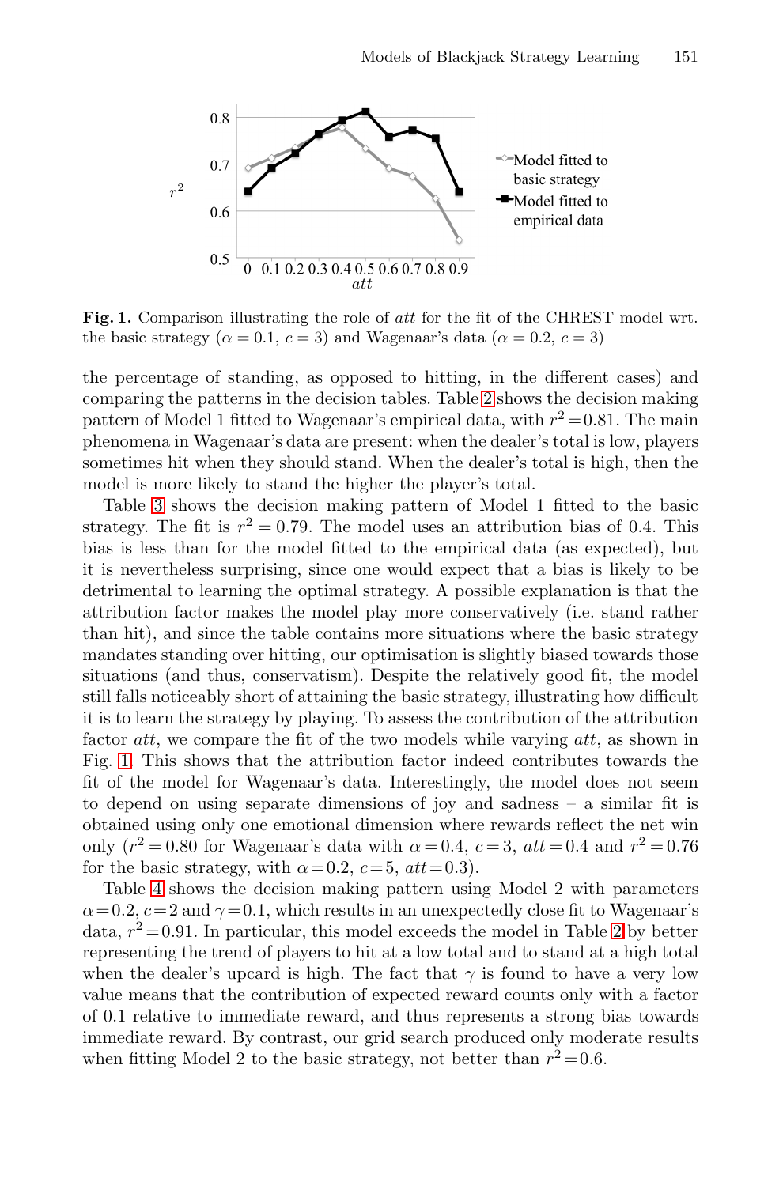**Fig. 1.** Comparison illustrating the role of *att* for the fit of the CHREST model wrt. the basic strategy ($\alpha = 0.1$, $c = 3$) and Wagenaar's data ($\alpha = 0.2$, $c = 3$)

the percentage of standing, as opposed to hitting, in the different cases) and comparing the patterns in the decision tables. Table 2 shows the decision making pattern of Model 1 fitted to Wagenaar's empirical data, with $r^2 = 0.81$. The main phenomena in Wagenaar's data are present: when the dealer's total is low, players sometimes hit when they should stand. When the dealer's total is high, then the model is more likely to stand the higher the player's total.

Table 3 shows the decision making pattern of Model 1 fitted to the basic strategy. The fit is $r^2 = 0.79$. The model uses an attribution bias of 0.4. This bias is less than for the model fitted to the empirical data (as expected), but it is nevertheless surprising, since one would expect that a bias is likely to be detrimental to learning the optimal strategy. A possible explanation is that the attribution factor makes the model play more conservatively (i.e. stand rather than hit), and since the table contains more situations where the basic strategy mandates standing over hitting, our optimisation is slightly biased towards those situations (and thus, conservatism). Despite the relatively good fit, the model still falls noticeably short of attaining the basic strategy, illustrating how difficult it is to learn the strategy by playing. To assess the contribution of the attribution factor *att*, we compare the fit of the two models while varying *att*, as shown in Fig. 1. This shows that the attribution factor indeed contributes towards the fit of the model for Wagenaar's data. Interestingly, the model does not seem to depend on using separate dimensions of joy and sadness – a similar fit is obtained using only one emotional dimension where rewards reflect the net win only ($r^2 = 0.80$ for Wagenaar's data with $\alpha = 0.4$, $c = 3$, $att = 0.4$ and $r^2 = 0.76$ for the basic strategy, with $\alpha = 0.2$, $c = 5$, $att = 0.3$).

Table 4 shows the decision making pattern using Model 2 with parameters $\alpha = 0.2$, $c = 2$ and $\gamma = 0.1$, which results in an unexpectedly close fit to Wagenaar's data, $r^2 = 0.91$. In particular, this model exceeds the model in Table 2 by better representing the trend of players to hit at a low total and to stand at a high total when the dealer's upcard is high. The fact that $\gamma$ is found to have a very low value means that the contribution of expected reward counts only with a factor of 0.1 relative to immediate reward, and thus represents a strong bias towards immediate reward. By contrast, our grid search produced only moderate results when fitting Model 2 to the basic strategy, not better than $r^2 = 0.6$.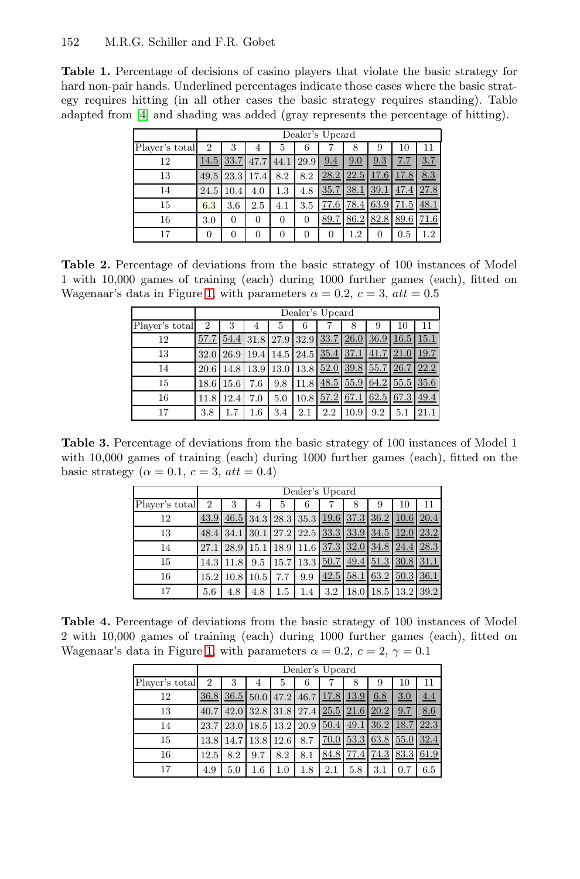**Table 1.** Percentage of decisions of casino players that violate the basic strategy for hard non-pair hands. Underlined percentages indicate those cases where the basic strategy requires hitting (in all other cases the basic strategy requires standing). Table adapted from [4] and shading was added (gray represents the percentage of hitting).

| | Dealer's Upcard | | | | | | | | | |
|---|---|---|---|---|---|---|---|---|---|---|
| Player's total | 2 | 3 | 4 | 5 | 6 | 7 | 8 | 9 | 10 | 11 |
| 12 | 14.5 | 33.7 | 47.7 | 44.1 | 29.9 | 9.4 | 9.0 | 9.3 | 7.7 | 3.7 |
| 13 | 49.5 | 23.3 | 17.4 | 8.2 | 8.2 | 28.2 | 22.5 | 17.6 | 17.8 | 8.3 |
| 14 | 24.5 | 10.4 | 4.0 | 1.3 | 4.8 | 35.7 | 38.1 | 39.1 | 47.4 | 27.8 |
| 15 | 6.3 | 3.6 | 2.5 | 4.1 | 3.5 | 77.6 | 78.4 | 63.9 | 71.5 | 48.1 |
| 16 | 3.0 | 0 | 0 | 0 | 0 | 89.7 | 86.2 | 82.8 | 89.6 | 71.6 |
| 17 | 0 | 0 | 0 | 0 | 0 | 0 | 1.2 | 0 | 0.5 | 1.2 |

**Table 2.** Percentage of deviations from the basic strategy of 100 instances of Model 1 with 10,000 games of training (each) during 1000 further games (each), fitted on Wagenaar's data in Figure 1, with parameters $\alpha = 0.2$, $c = 3$, $att = 0.5$

| | Dealer's Upcard | | | | | | | | | |
|---|---|---|---|---|---|---|---|---|---|---|
| Player's total | 2 | 3 | 4 | 5 | 6 | 7 | 8 | 9 | 10 | 11 |
| 12 | 57.7 | 54.4 | 31.8 | 27.9 | 32.9 | 33.7 | 26.0 | 36.9 | 16.5 | 15.1 |
| 13 | 32.0 | 26.9 | 19.4 | 14.5 | 24.5 | 35.4 | 37.1 | 41.7 | 21.0 | 19.7 |
| 14 | 20.6 | 14.8 | 13.9 | 13.0 | 13.8 | 52.0 | 39.8 | 55.7 | 26.7 | 22.2 |
| 15 | 18.6 | 15.6 | 7.6 | 9.8 | 11.8 | 48.5 | 55.9 | 64.2 | 55.5 | 35.6 |
| 16 | 11.8 | 12.4 | 7.0 | 5.0 | 10.8 | 57.2 | 67.1 | 62.5 | 67.3 | 49.4 |
| 17 | 3.8 | 1.7 | 1.6 | 3.4 | 2.1 | 2.2 | 10.9 | 9.2 | 5.1 | 21.1 |

**Table 3.** Percentage of deviations from the basic strategy of 100 instances of Model 1 with 10,000 games of training (each) during 1000 further games (each), fitted on the basic strategy ($\alpha = 0.1$, $c = 3$, $att = 0.4$)

| | Dealer's Upcard | | | | | | | | | |
|---|---|---|---|---|---|---|---|---|---|---|
| Player's total | 2 | 3 | 4 | 5 | 6 | 7 | 8 | 9 | 10 | 11 |
| 12 | 43.9 | 46.5 | 34.3 | 28.3 | 35.3 | 19.6 | 37.3 | 36.2 | 10.6 | 20.4 |
| 13 | 48.4 | 34.1 | 30.1 | 27.2 | 22.5 | 33.3 | 33.9 | 34.5 | 12.0 | 23.2 |
| 14 | 27.1 | 28.9 | 15.1 | 18.9 | 11.6 | 37.3 | 32.0 | 34.8 | 24.4 | 28.3 |
| 15 | 14.3 | 11.8 | 9.5 | 15.7 | 13.3 | 50.7 | 49.4 | 51.3 | 30.8 | 31.1 |
| 16 | 15.2 | 10.8 | 10.5 | 7.7 | 9.9 | 42.5 | 58.1 | 63.2 | 50.3 | 36.1 |
| 17 | 5.6 | 4.8 | 4.8 | 1.5 | 1.4 | 3.2 | 18.0 | 18.5 | 13.2 | 39.2 |

**Table 4.** Percentage of deviations from the basic strategy of 100 instances of Model 2 with 10,000 games of training (each) during 1000 further games (each), fitted on Wagenaar's data in Figure 1, with parameters $\alpha = 0.2$, $c = 2$, $\gamma = 0.1$

| | Dealer's Upcard | | | | | | | | | |
|---|---|---|---|---|---|---|---|---|---|---|
| Player's total | 2 | 3 | 4 | 5 | 6 | 7 | 8 | 9 | 10 | 11 |
| 12 | 36.8 | 36.5 | 50.0 | 47.2 | 46.7 | 17.8 | 13.9 | 6.8 | 3.0 | 4.4 |
| 13 | 40.7 | 42.0 | 32.8 | 31.8 | 27.4 | 25.5 | 21.6 | 20.2 | 9.7 | 8.6 |
| 14 | 23.7 | 23.0 | 18.5 | 13.2 | 20.9 | 50.4 | 49.1 | 36.2 | 18.7 | 22.3 |
| 15 | 13.8 | 14.7 | 13.8 | 12.6 | 8.7 | 70.0 | 53.3 | 63.8 | 55.0 | 32.4 |
| 16 | 12.5 | 8.2 | 9.7 | 8.2 | 8.1 | 84.8 | 77.4 | 74.3 | 83.3 | 61.9 |
| 17 | 4.9 | 5.0 | 1.6 | 1.0 | 1.8 | 2.1 | 5.8 | 3.1 | 0.7 | 6.5 |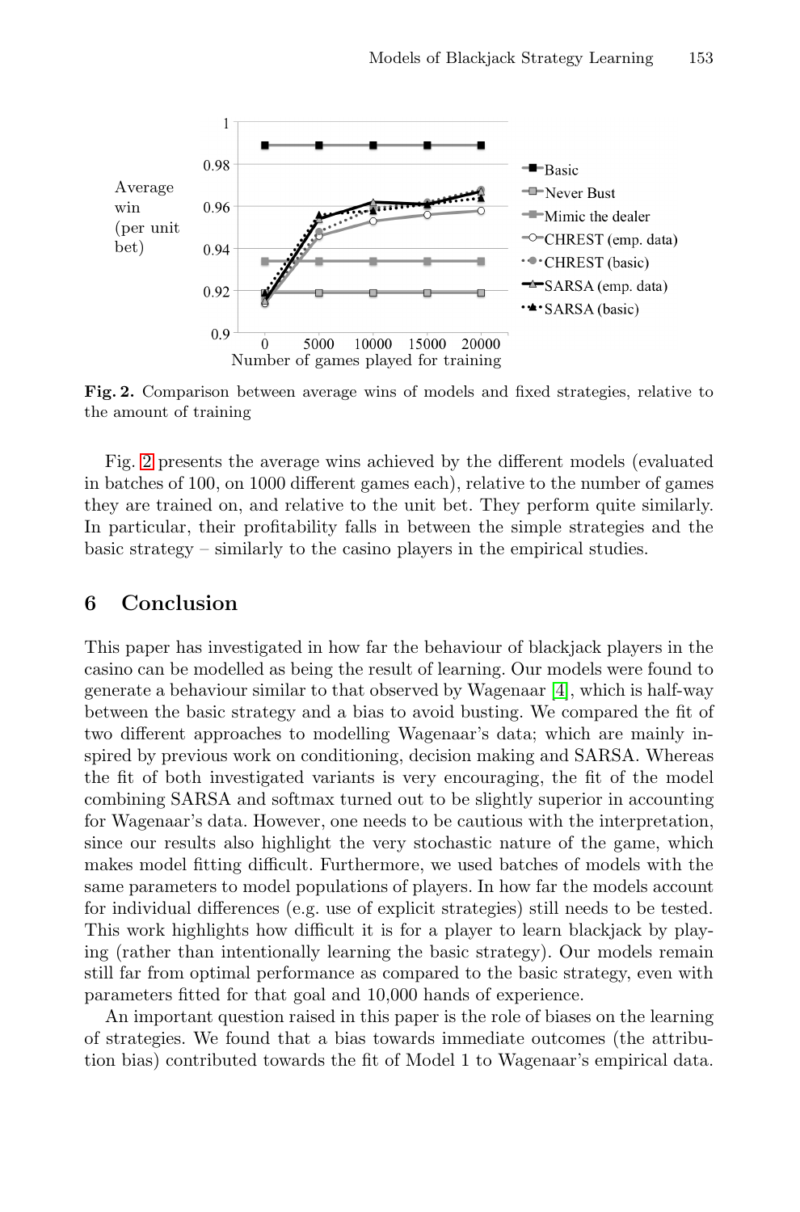**Fig. 2.** Comparison between average wins of models and fixed strategies, relative to the amount of training

Fig. 2 presents the average wins achieved by the different models (evaluated in batches of 100, on 1000 different games each), relative to the number of games they are trained on, and relative to the unit bet. They perform quite similarly. In particular, their profitability falls in between the simple strategies and the basic strategy – similarly to the casino players in the empirical studies.

## 6 Conclusion

This paper has investigated in how far the behaviour of blackjack players in the casino can be modelled as being the result of learning. Our models were found to generate a behaviour similar to that observed by Wagenaar [4], which is half-way between the basic strategy and a bias to avoid busting. We compared the fit of two different approaches to modelling Wagenaar's data; which are mainly inspired by previous work on conditioning, decision making and SARSA. Whereas the fit of both investigated variants is very encouraging, the fit of the model combining SARSA and softmax turned out to be slightly superior in accounting for Wagenaar's data. However, one needs to be cautious with the interpretation, since our results also highlight the very stochastic nature of the game, which makes model fitting difficult. Furthermore, we used batches of models with the same parameters to model populations of players. In how far the models account for individual differences (e.g. use of explicit strategies) still needs to be tested. This work highlights how difficult it is for a player to learn blackjack by playing (rather than intentionally learning the basic strategy). Our models remain still far from optimal performance as compared to the basic strategy, even with parameters fitted for that goal and 10,000 hands of experience.

An important question raised in this paper is the role of biases on the learning of strategies. We found that a bias towards immediate outcomes (the attribution bias) contributed towards the fit of Model 1 to Wagenaar's empirical data.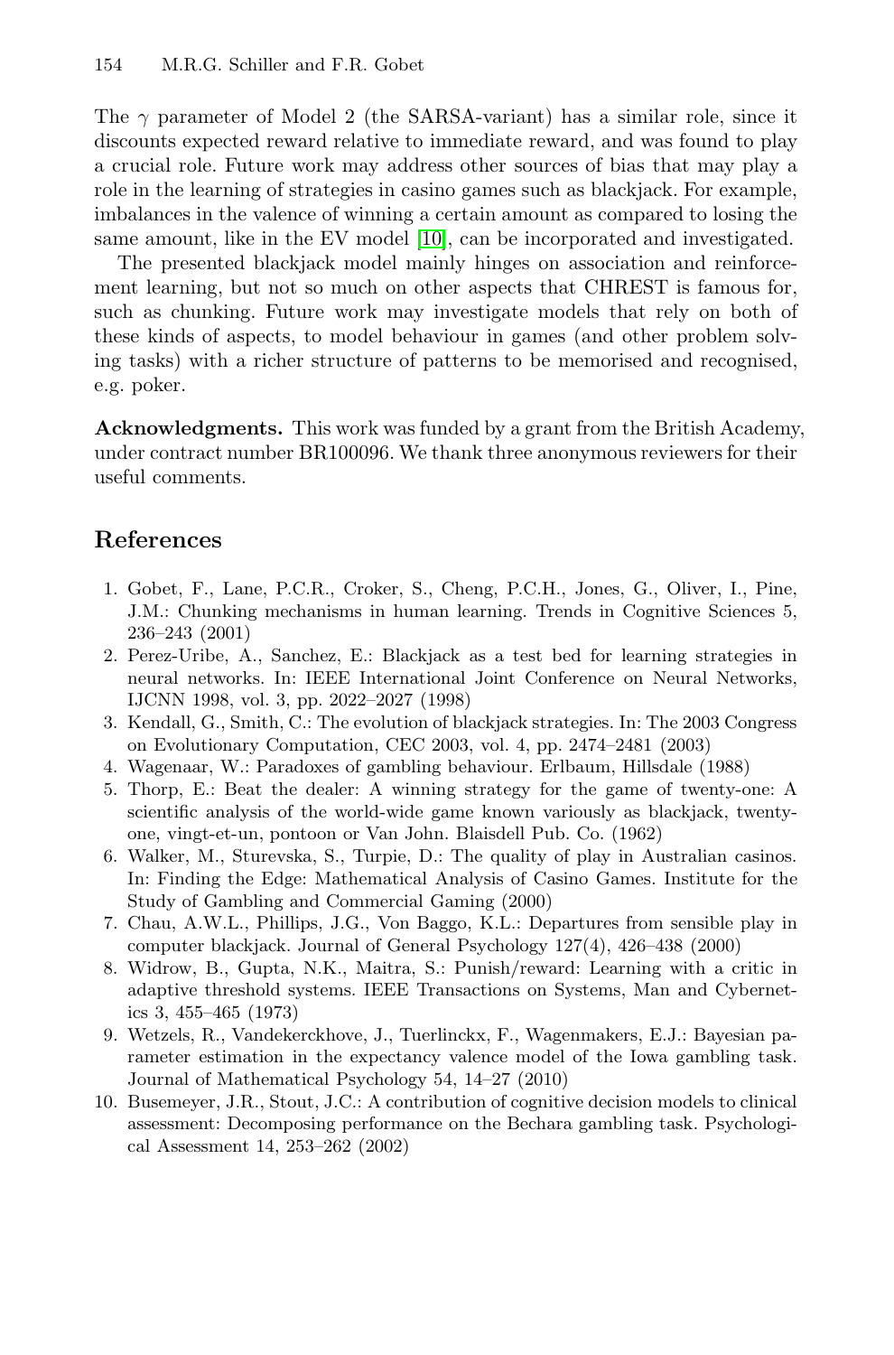The $\gamma$ parameter of Model 2 (the SARSA-variant) has a similar role, since it discounts expected reward relative to immediate reward, and was found to play a crucial role. Future work may address other sources of bias that may play a role in the learning of strategies in casino games such as blackjack. For example, imbalances in the valence of winning a certain amount as compared to losing the same amount, like in the EV model [10], can be incorporated and investigated.

The presented blackjack model mainly hinges on association and reinforcement learning, but not so much on other aspects that CHREST is famous for, such as chunking. Future work may investigate models that rely on both of these kinds of aspects, to model behaviour in games (and other problem solving tasks) with a richer structure of patterns to be memorised and recognised, e.g. poker.

**Acknowledgments.** This work was funded by a grant from the British Academy, under contract number BR100096. We thank three anonymous reviewers for their useful comments.

## References

1. Gobet, F., Lane, P.C.R., Croker, S., Cheng, P.C.H., Jones, G., Oliver, I., Pine, J.M.: Chunking mechanisms in human learning. Trends in Cognitive Sciences 5, 236–243 (2001)
2. Perez-Uribe, A., Sanchez, E.: Blackjack as a test bed for learning strategies in neural networks. In: IEEE International Joint Conference on Neural Networks, IJCNN 1998, vol. 3, pp. 2022–2027 (1998)
3. Kendall, G., Smith, C.: The evolution of blackjack strategies. In: The 2003 Congress on Evolutionary Computation, CEC 2003, vol. 4, pp. 2474–2481 (2003)
4. Wagenaar, W.: Paradoxes of gambling behaviour. Erlbaum, Hillsdale (1988)
5. Thorp, E.: Beat the dealer: A winning strategy for the game of twenty-one: A scientific analysis of the world-wide game known variously as blackjack, twenty-one, vingt-et-un, pontoon or Van John. Blaisdell Pub. Co. (1962)
6. Walker, M., Sturevska, S., Turpie, D.: The quality of play in Australian casinos. In: Finding the Edge: Mathematical Analysis of Casino Games. Institute for the Study of Gambling and Commercial Gaming (2000)
7. Chau, A.W.L., Phillips, J.G., Von Baggo, K.L.: Departures from sensible play in computer blackjack. Journal of General Psychology 127(4), 426–438 (2000)
8. Widrow, B., Gupta, N.K., Maitra, S.: Punish/reward: Learning with a critic in adaptive threshold systems. IEEE Transactions on Systems, Man and Cybernetics 3, 455–465 (1973)
9. Wetzels, R., Vandekerckhove, J., Tuerlinckx, F., Wagenmakers, E.J.: Bayesian parameter estimation in the expectancy valence model of the Iowa gambling task. Journal of Mathematical Psychology 54, 14–27 (2010)
10. Busemeyer, J.R., Stout, J.C.: A contribution of cognitive decision models to clinical assessment: Decomposing performance on the Bechara gambling task. Psychological Assessment 14, 253–262 (2002)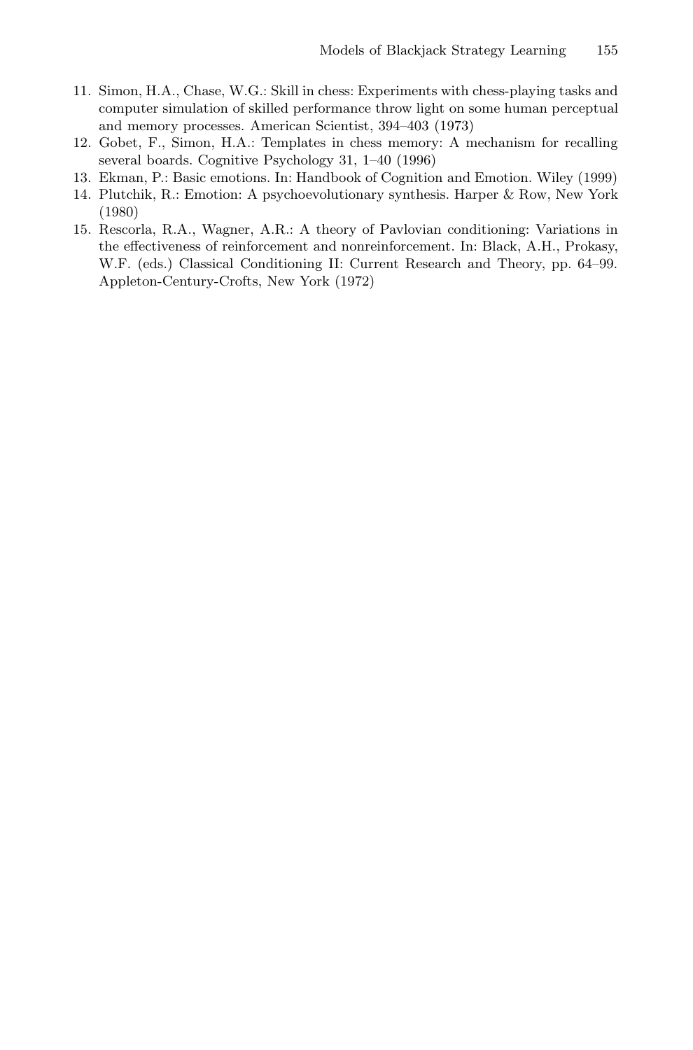11. Simon, H.A., Chase, W.G.: Skill in chess: Experiments with chess-playing tasks and computer simulation of skilled performance throw light on some human perceptual and memory processes. American Scientist, 394–403 (1973)
12. Gobet, F., Simon, H.A.: Templates in chess memory: A mechanism for recalling several boards. Cognitive Psychology 31, 1–40 (1996)
13. Ekman, P.: Basic emotions. In: Handbook of Cognition and Emotion. Wiley (1999)
14. Plutchik, R.: Emotion: A psychoevolutionary synthesis. Harper & Row, New York (1980)
15. Rescorla, R.A., Wagner, A.R.: A theory of Pavlovian conditioning: Variations in the effectiveness of reinforcement and nonreinforcement. In: Black, A.H., Prokasy, W.F. (eds.) Classical Conditioning II: Current Research and Theory, pp. 64–99. Appleton-Century-Crofts, New York (1972)